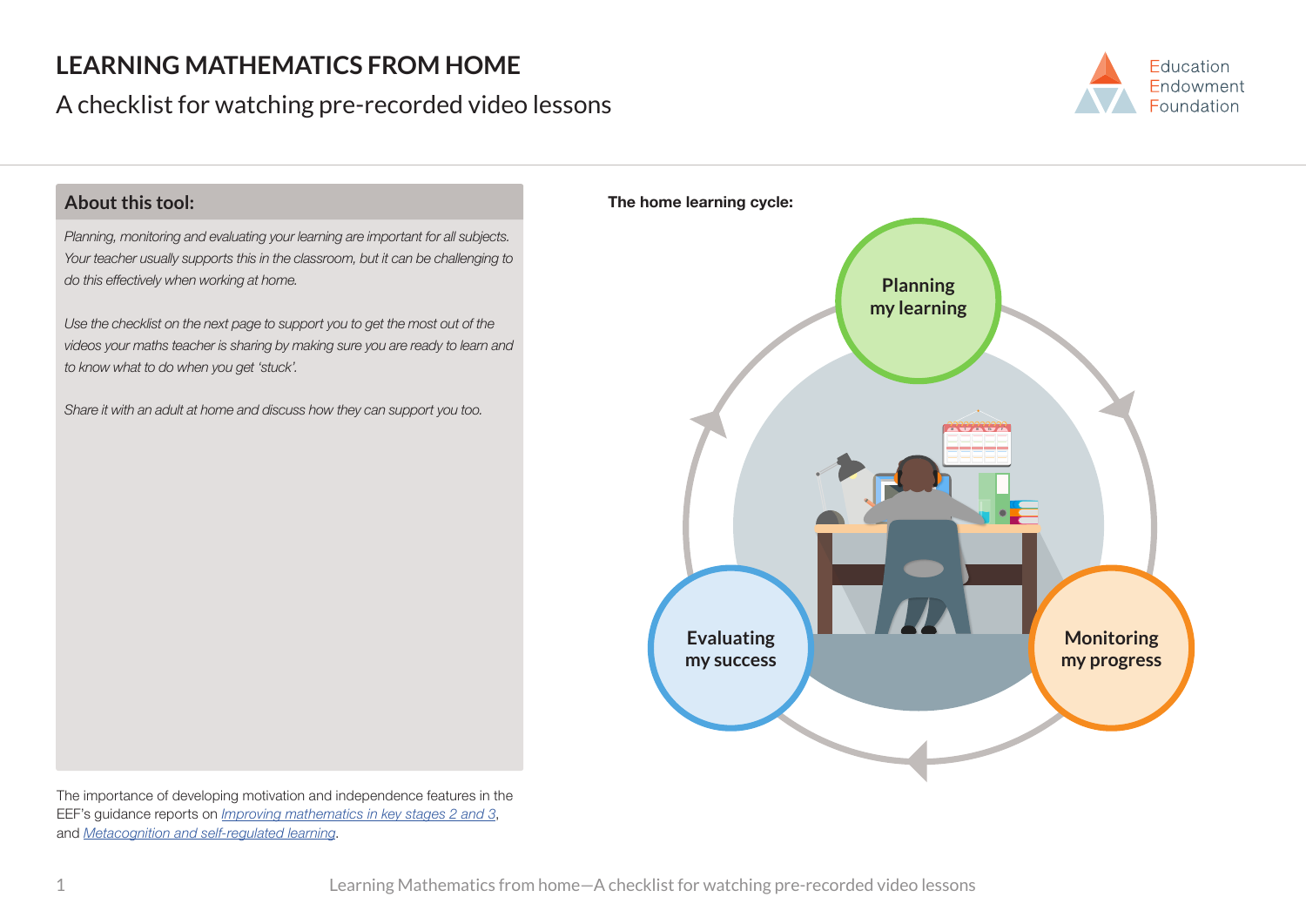# LEARNING MATHEMATICS FROM HOME

## A checklist for watching pre-recorded video lessons

Education Endowment Foundation

### About this tool:

*Planning, monitoring and evaluating your learning are important for all subjects. Your teacher usually supports this in the classroom, but it can be challenging to do this effectively when working at home.*

*Use the checklist on the next page to support you to get the most out of the videos your maths teacher is sharing by making sure you are ready to learn and to know what to do when you get 'stuck'.*

*Share it with an adult at home and discuss how they can support you too.*

The importance of developing motivation and independence features in the EEF's guidance reports on *Improving mathematics in key stages 2 and 3*, and *Metacognition and self-regulated learning*.

**The home learning cycle:**

Planning my learning

Monitoring my progress

Evaluating my success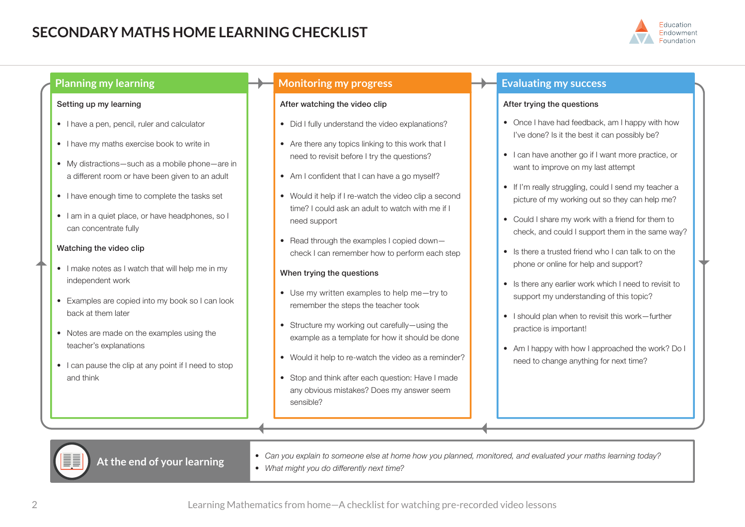# SECONDARY MATHS HOME LEARNING CHECKLIST

Education Endowment Foundation

## Planning my learning

### Setting up my learning

- I have a pen, pencil, ruler and calculator
- I have my maths exercise book to write in
- My distractions—such as a mobile phone—are in a different room or have been given to an adult
- I have enough time to complete the tasks set
- I am in a quiet place, or have headphones, so I can concentrate fully

### Watching the video clip

- I make notes as I watch that will help me in my independent work
- Examples are copied into my book so I can look back at them later
- Notes are made on the examples using the teacher's explanations
- I can pause the clip at any point if I need to stop and think

## Monitoring my progress

### After watching the video clip

- Did I fully understand the video explanations?
- Are there any topics linking to this work that I need to revisit before I try the questions?
- Am I confident that I can have a go myself?
- Would it help if I re-watch the video clip a second time? I could ask an adult to watch with me if I need support
- Read through the examples I copied down—check I can remember how to perform each step

### When trying the questions

- Use my written examples to help me—try to remember the steps the teacher took
- Structure my working out carefully—using the example as a template for how it should be done
- Would it help to re-watch the video as a reminder?
- Stop and think after each question: Have I made any obvious mistakes? Does my answer seem sensible?

## Evaluating my success

### After trying the questions

- Once I have had feedback, am I happy with how I've done? Is it the best it can possibly be?
- I can have another go if I want more practice, or want to improve on my last attempt
- If I'm really struggling, could I send my teacher a picture of my working out so they can help me?
- Could I share my work with a friend for them to check, and could I support them in the same way?
- Is there a trusted friend who I can talk to on the phone or online for help and support?
- Is there any earlier work which I need to revisit to support my understanding of this topic?
- I should plan when to revisit this work—further practice is important!
- Am I happy with how I approached the work? Do I need to change anything for next time?

## At the end of your learning

- *Can you explain to someone else at home how you planned, monitored, and evaluated your maths learning today?*
- *What might you do differently next time?*

Learning Mathematics from home—A checklist for watching pre-recorded video lessons